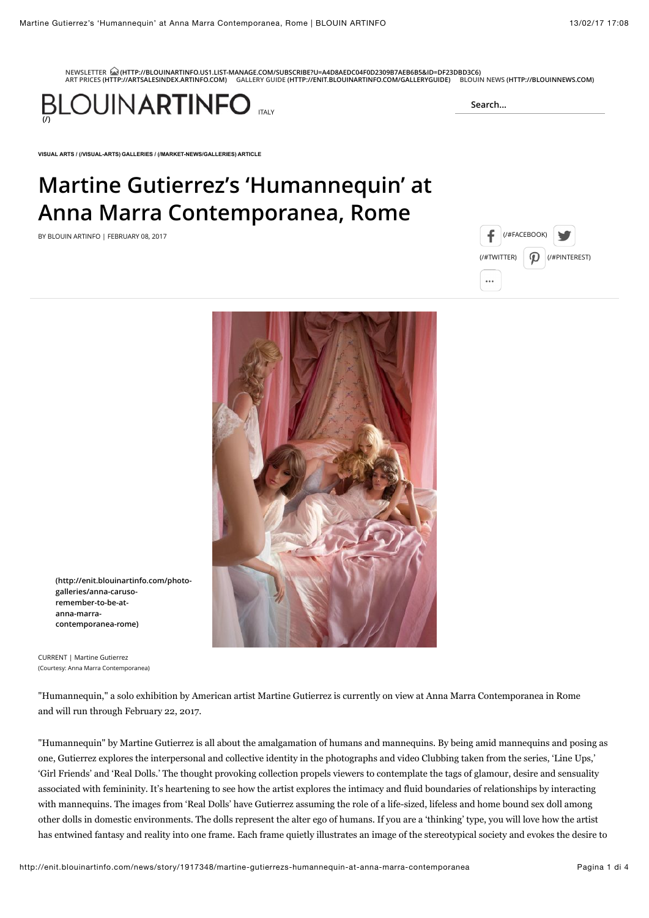NEWSLETTER (HTTP://BLOUINARTINFO.US1.LIST-MANAGE.COM/SUBSCRIBE?U=A4D8AEDC04F0D2309B7AEB6B5&ID=DF23DBD3C6)
ART PRICES (HTTP://ARTSALESINDEX.ARTINFO.COM) GALLERY GUIDE (HTTP://ENIT.BLOUINARTINFO.COM/GALLERYGUIDE) BLOUIN NEWS (HTTP://BLOUINNEWS.COM)

BLOUINARTINFO ITALY
(/)

Search...

VISUAL ARTS / (/VISUAL-ARTS) GALLERIES / (/MARKET-NEWS/GALLERIES) ARTICLE

# Martine Gutierrez's 'Humannequin' at Anna Marra Contemporanea, Rome

BY BLOUIN ARTINFO | FEBRUARY 08, 2017

(/#FACEBOOK) (/#TWITTER) (/#PINTEREST)

(http://enit.blouinartinfo.com/photo-galleries/anna-caruso-remember-to-be-at-anna-marra-contemporanea-rome)

CURRENT | Martine Gutierrez
(Courtesy: Anna Marra Contemporanea)

"Humannequin," a solo exhibition by American artist Martine Gutierrez is currently on view at Anna Marra Contemporanea in Rome and will run through February 22, 2017.

"Humannequin" by Martine Gutierrez is all about the amalgamation of humans and mannequins. By being amid mannequins and posing as one, Gutierrez explores the interpersonal and collective identity in the photographs and video Clubbing taken from the series, 'Line Ups,' 'Girl Friends' and 'Real Dolls.' The thought provoking collection propels viewers to contemplate the tags of glamour, desire and sensuality associated with femininity. It's heartening to see how the artist explores the intimacy and fluid boundaries of relationships by interacting with mannequins. The images from 'Real Dolls' have Gutierrez assuming the role of a life-sized, lifeless and home bound sex doll among other dolls in domestic environments. The dolls represent the alter ego of humans. If you are a 'thinking' type, you will love how the artist has entwined fantasy and reality into one frame. Each frame quietly illustrates an image of the stereotypical society and evokes the desire to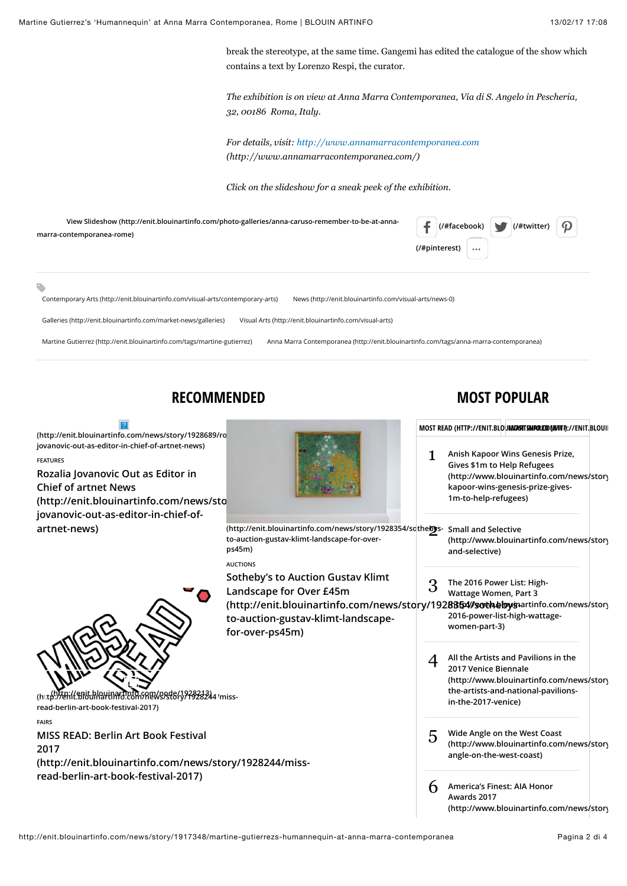break the stereotype, at the same time. Gangemi has edited the catalogue of the show which contains a text by Lorenzo Respi, the curator.

*The exhibition is on view at Anna Marra Contemporanea, Via di S. Angelo in Pescheria, 32, 00186 Roma, Italy.*

*For details, visit: http://www.annamarracontemporanea.com (http://www.annamarracontemporanea.com/)*

*Click on the slideshow for a sneak peek of the exhibition.*

View Slideshow (http://enit.blouinartinfo.com/photo-galleries/anna-caruso-remember-to-be-at-anna-marra-contemporanea-rome)

(/#facebook) (/#twitter) (/#pinterest) ...

Contemporary Arts (http://enit.blouinartinfo.com/visual-arts/contemporary-arts) News (http://enit.blouinartinfo.com/visual-arts/news-0)

Galleries (http://enit.blouinartinfo.com/market-news/galleries) Visual Arts (http://enit.blouinartinfo.com/visual-arts)

Martine Gutierrez (http://enit.blouinartinfo.com/tags/martine-gutierrez) Anna Marra Contemporanea (http://enit.blouinartinfo.com/tags/anna-marra-contemporanea)

## RECOMMENDED

(http://enit.blouinartinfo.com/news/story/1928689/rozalia-jovanovic-out-as-editor-in-chief-of-artnet-news)

FEATURES

**Rozalia Jovanovic Out as Editor in Chief of artnet News (http://enit.blouinartinfo.com/news/story/1928689/rozalia-jovanovic-out-as-editor-in-chief-of-artnet-news)**

(http://enit.blouinartinfo.com/news/story/1928354/sothebys-to-auction-gustav-klimt-landscape-for-over-ps45m)

AUCTIONS

**Sotheby's to Auction Gustav Klimt Landscape for Over £45m (http://enit.blouinartinfo.com/news/story/1928354/sothebys-to-auction-gustav-klimt-landscape-for-over-ps45m)**

(http://enit.blouinartinfo.com/node/1928213) (http://enit.blouinartinfo.com/news/story/1928244/miss-read-berlin-art-book-festival-2017)

FAIRS

**MISS READ: Berlin Art Book Festival 2017 (http://enit.blouinartinfo.com/news/story/1928244/miss-read-berlin-art-book-festival-2017)**

## MOST POPULAR

MOST READ (HTTP://ENIT.BLOUINARTINFO.COM/...) MOST SHARED (HTTP://ENIT.BLOUI...

1. Anish Kapoor Wins Genesis Prize, Gives $1m to Help Refugees (http://www.blouinartinfo.com/news/story/...kapoor-wins-genesis-prize-gives-1m-to-help-refugees)
2. Small and Selective (http://www.blouinartinfo.com/news/story/...and-selective)
3. The 2016 Power List: High-Wattage Women, Part 3 (http://www.blouinartinfo.com/news/story/...2016-power-list-high-wattage-women-part-3)
4. All the Artists and Pavilions in the 2017 Venice Biennale (http://www.blouinartinfo.com/news/story/...the-artists-and-national-pavilions-in-the-2017-venice)
5. Wide Angle on the West Coast (http://www.blouinartinfo.com/news/story/...angle-on-the-west-coast)
6. America's Finest: AIA Honor Awards 2017 (http://www.blouinartinfo.com/news/story/...